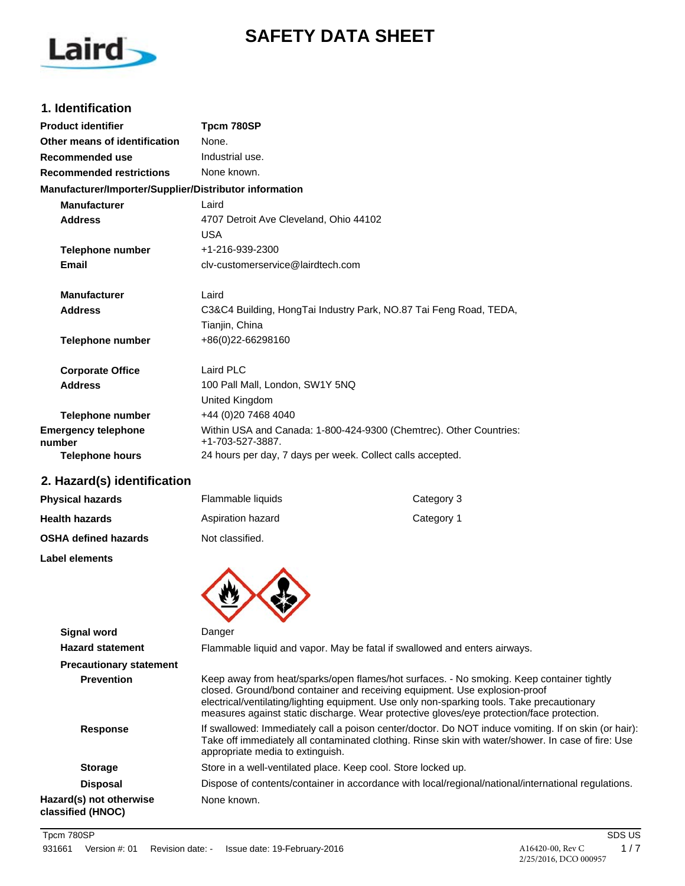# SAFETY DATA SHEET

## 1. Identification

| | |
|---|---|
| **Product identifier** | **Tpcm 780SP** |
| **Other means of identification** | None. |
| **Recommended use** | Industrial use. |
| **Recommended restrictions** | None known. |

**Manufacturer/Importer/Supplier/Distributor information**

| | |
|---|---|
| **Manufacturer** | Laird |
| **Address** | 4707 Detroit Ave Cleveland, Ohio 44102 USA |
| **Telephone number** | +1-216-939-2300 |
| **Email** | clv-customerservice@lairdtech.com |
| **Manufacturer** | Laird |
| **Address** | C3&C4 Building, HongTai Industry Park, NO.87 Tai Feng Road, TEDA, Tianjin, China |
| **Telephone number** | +86(0)22-66298160 |
| **Corporate Office** | Laird PLC |
| **Address** | 100 Pall Mall, London, SW1Y 5NQ United Kingdom |
| **Telephone number** | +44 (0)20 7468 4040 |
| **Emergency telephone number** | Within USA and Canada: 1-800-424-9300 (Chemtrec). Other Countries: +1-703-527-3887. |
| **Telephone hours** | 24 hours per day, 7 days per week. Collect calls accepted. |

## 2. Hazard(s) identification

| | | |
|---|---|---|
| **Physical hazards** | Flammable liquids | Category 3 |
| **Health hazards** | Aspiration hazard | Category 1 |
| **OSHA defined hazards** | Not classified. | |

**Label elements**

| | |
|---|---|
| **Signal word** | Danger |
| **Hazard statement** | Flammable liquid and vapor. May be fatal if swallowed and enters airways. |

**Precautionary statement**

| | |
|---|---|
| **Prevention** | Keep away from heat/sparks/open flames/hot surfaces. - No smoking. Keep container tightly closed. Ground/bond container and receiving equipment. Use explosion-proof electrical/ventilating/lighting equipment. Use only non-sparking tools. Take precautionary measures against static discharge. Wear protective gloves/eye protection/face protection. |
| **Response** | If swallowed: Immediately call a poison center/doctor. Do NOT induce vomiting. If on skin (or hair): Take off immediately all contaminated clothing. Rinse skin with water/shower. In case of fire: Use appropriate media to extinguish. |
| **Storage** | Store in a well-ventilated place. Keep cool. Store locked up. |
| **Disposal** | Dispose of contents/container in accordance with local/regional/national/international regulations. |
| **Hazard(s) not otherwise classified (HNOC)** | None known. |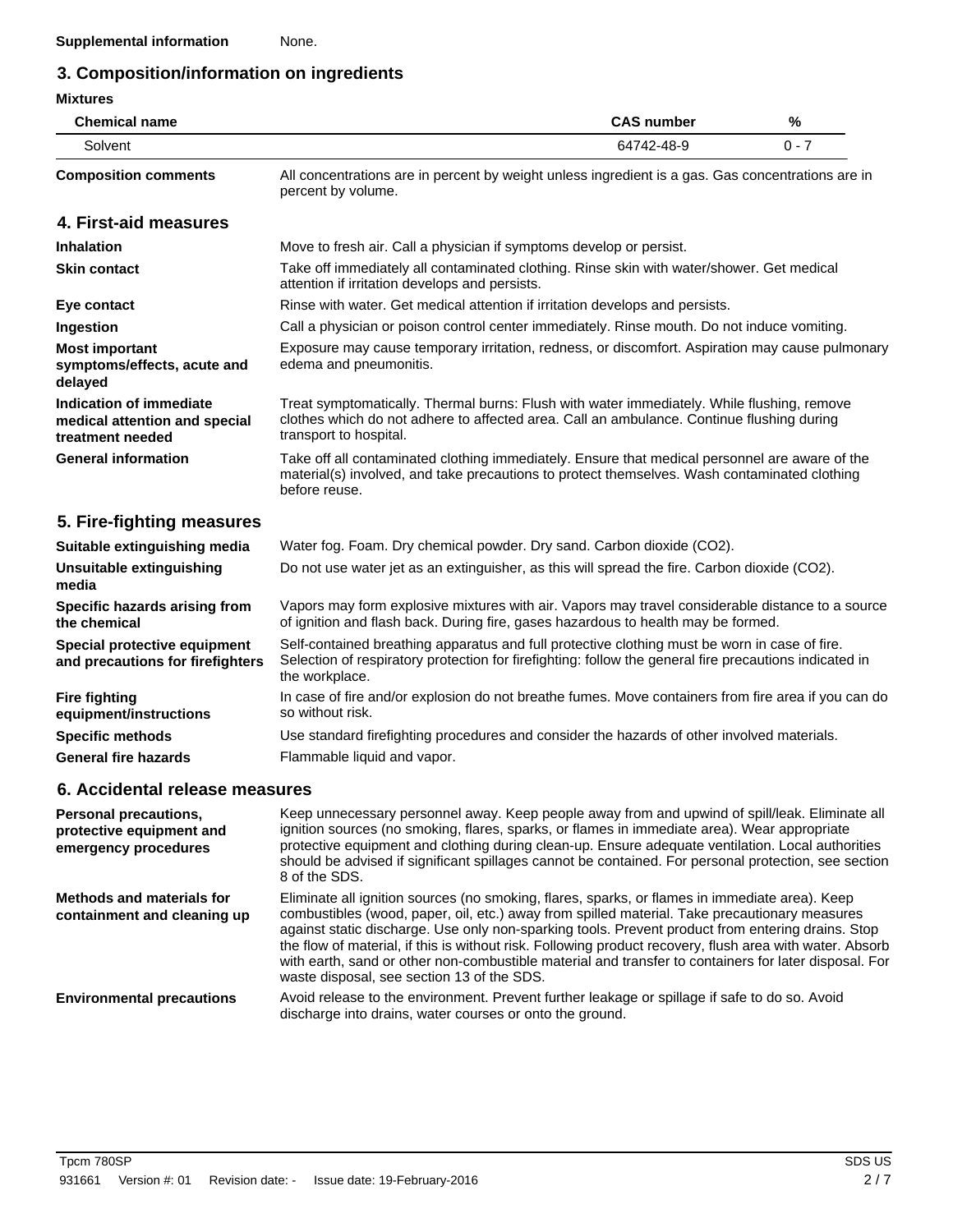**Supplemental information** None.

## 3. Composition/information on ingredients

**Mixtures**

| Chemical name | CAS number | % |
|---|---|---|
| Solvent | 64742-48-9 | 0 - 7 |

**Composition comments** All concentrations are in percent by weight unless ingredient is a gas. Gas concentrations are in percent by volume.

## 4. First-aid measures

**Inhalation** Move to fresh air. Call a physician if symptoms develop or persist.

**Skin contact** Take off immediately all contaminated clothing. Rinse skin with water/shower. Get medical attention if irritation develops and persists.

**Eye contact** Rinse with water. Get medical attention if irritation develops and persists.

**Ingestion** Call a physician or poison control center immediately. Rinse mouth. Do not induce vomiting.

**Most important symptoms/effects, acute and delayed** Exposure may cause temporary irritation, redness, or discomfort. Aspiration may cause pulmonary edema and pneumonitis.

**Indication of immediate medical attention and special treatment needed** Treat symptomatically. Thermal burns: Flush with water immediately. While flushing, remove clothes which do not adhere to affected area. Call an ambulance. Continue flushing during transport to hospital.

**General information** Take off all contaminated clothing immediately. Ensure that medical personnel are aware of the material(s) involved, and take precautions to protect themselves. Wash contaminated clothing before reuse.

## 5. Fire-fighting measures

**Suitable extinguishing media** Water fog. Foam. Dry chemical powder. Dry sand. Carbon dioxide ($CO_2$).

**Unsuitable extinguishing media** Do not use water jet as an extinguisher, as this will spread the fire. Carbon dioxide ($CO_2$).

**Specific hazards arising from the chemical** Vapors may form explosive mixtures with air. Vapors may travel considerable distance to a source of ignition and flash back. During fire, gases hazardous to health may be formed.

**Special protective equipment and precautions for firefighters** Self-contained breathing apparatus and full protective clothing must be worn in case of fire. Selection of respiratory protection for firefighting: follow the general fire precautions indicated in the workplace.

**Fire fighting equipment/instructions** In case of fire and/or explosion do not breathe fumes. Move containers from fire area if you can do so without risk.

**Specific methods** Use standard firefighting procedures and consider the hazards of other involved materials.

**General fire hazards** Flammable liquid and vapor.

## 6. Accidental release measures

**Personal precautions, protective equipment and emergency procedures** Keep unnecessary personnel away. Keep people away from and upwind of spill/leak. Eliminate all ignition sources (no smoking, flares, sparks, or flames in immediate area). Wear appropriate protective equipment and clothing during clean-up. Ensure adequate ventilation. Local authorities should be advised if significant spillages cannot be contained. For personal protection, see section 8 of the SDS.

**Methods and materials for containment and cleaning up** Eliminate all ignition sources (no smoking, flares, sparks, or flames in immediate area). Keep combustibles (wood, paper, oil, etc.) away from spilled material. Take precautionary measures against static discharge. Use only non-sparking tools. Prevent product from entering drains. Stop the flow of material, if this is without risk. Following product recovery, flush area with water. Absorb with earth, sand or other non-combustible material and transfer to containers for later disposal. For waste disposal, see section 13 of the SDS.

**Environmental precautions** Avoid release to the environment. Prevent further leakage or spillage if safe to do so. Avoid discharge into drains, water courses or onto the ground.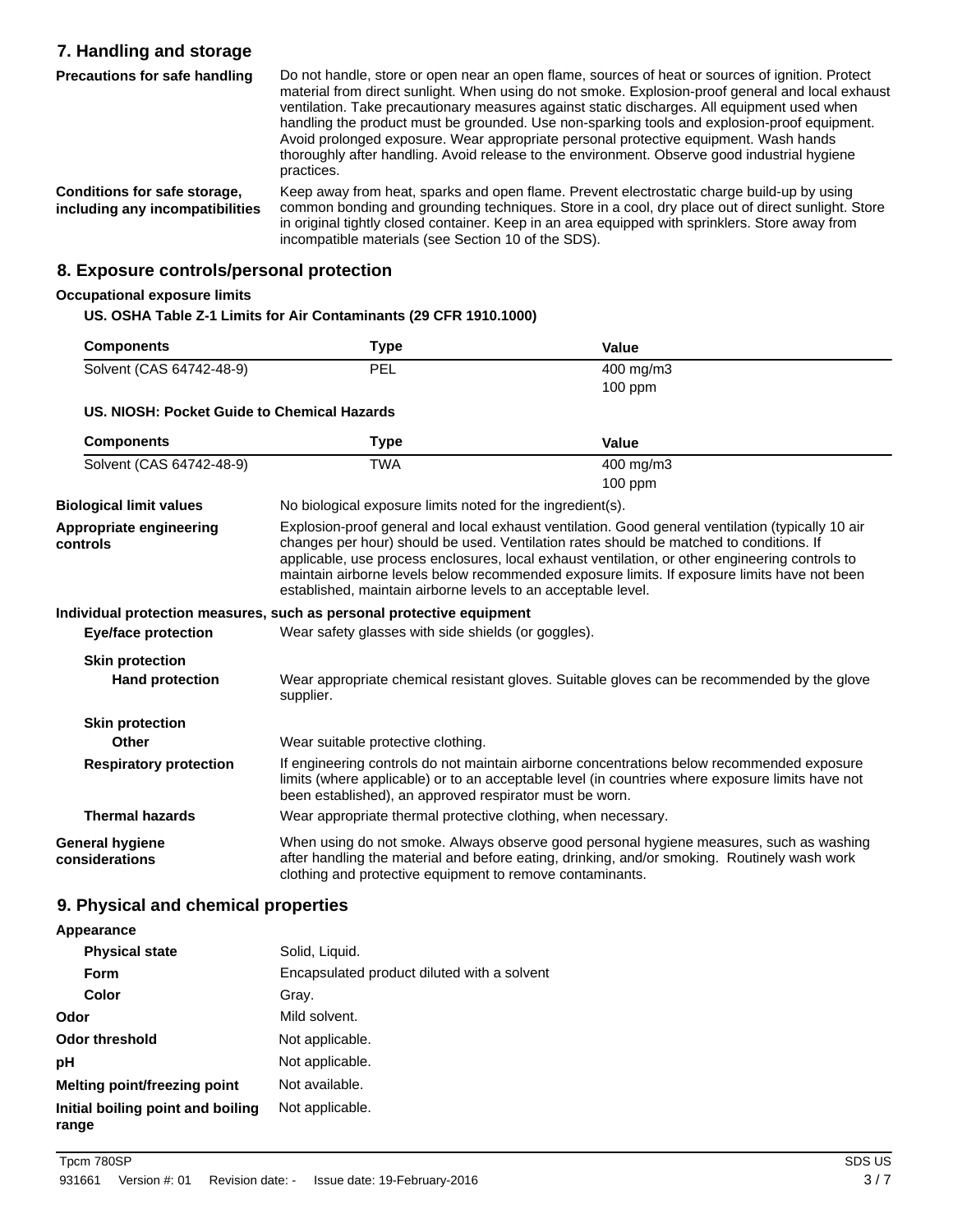## 7. Handling and storage

**Precautions for safe handling**

Do not handle, store or open near an open flame, sources of heat or sources of ignition. Protect material from direct sunlight. When using do not smoke. Explosion-proof general and local exhaust ventilation. Take precautionary measures against static discharges. All equipment used when handling the product must be grounded. Use non-sparking tools and explosion-proof equipment. Avoid prolonged exposure. Wear appropriate personal protective equipment. Wash hands thoroughly after handling. Avoid release to the environment. Observe good industrial hygiene practices.

**Conditions for safe storage, including any incompatibilities**

Keep away from heat, sparks and open flame. Prevent electrostatic charge build-up by using common bonding and grounding techniques. Store in a cool, dry place out of direct sunlight. Store in original tightly closed container. Keep in an area equipped with sprinklers. Store away from incompatible materials (see Section 10 of the SDS).

## 8. Exposure controls/personal protection

**Occupational exposure limits**

**US. OSHA Table Z-1 Limits for Air Contaminants (29 CFR 1910.1000)**

| Components | Type | Value |
|---|---|---|
| Solvent (CAS 64742-48-9) | PEL | 400 mg/m3 |
| | | 100 ppm |

**US. NIOSH: Pocket Guide to Chemical Hazards**

| Components | Type | Value |
|---|---|---|
| Solvent (CAS 64742-48-9) | TWA | 400 mg/m3 |
| | | 100 ppm |

**Biological limit values**

No biological exposure limits noted for the ingredient(s).

**Appropriate engineering controls**

Explosion-proof general and local exhaust ventilation. Good general ventilation (typically 10 air changes per hour) should be used. Ventilation rates should be matched to conditions. If applicable, use process enclosures, local exhaust ventilation, or other engineering controls to maintain airborne levels below recommended exposure limits. If exposure limits have not been established, maintain airborne levels to an acceptable level.

**Individual protection measures, such as personal protective equipment**

**Eye/face protection**

Wear safety glasses with side shields (or goggles).

**Skin protection**

**Hand protection**

Wear appropriate chemical resistant gloves. Suitable gloves can be recommended by the glove supplier.

**Skin protection**

**Other**

Wear suitable protective clothing.

**Respiratory protection**

If engineering controls do not maintain airborne concentrations below recommended exposure limits (where applicable) or to an acceptable level (in countries where exposure limits have not been established), an approved respirator must be worn.

**Thermal hazards**

Wear appropriate thermal protective clothing, when necessary.

**General hygiene considerations**

When using do not smoke. Always observe good personal hygiene measures, such as washing after handling the material and before eating, drinking, and/or smoking. Routinely wash work clothing and protective equipment to remove contaminants.

## 9. Physical and chemical properties

**Appearance**

**Physical state** Solid, Liquid.

**Form** Encapsulated product diluted with a solvent

**Color** Gray.

**Odor** Mild solvent.

**Odor threshold** Not applicable.

**pH** Not applicable.

**Melting point/freezing point** Not available.

**Initial boiling point and boiling range** Not applicable.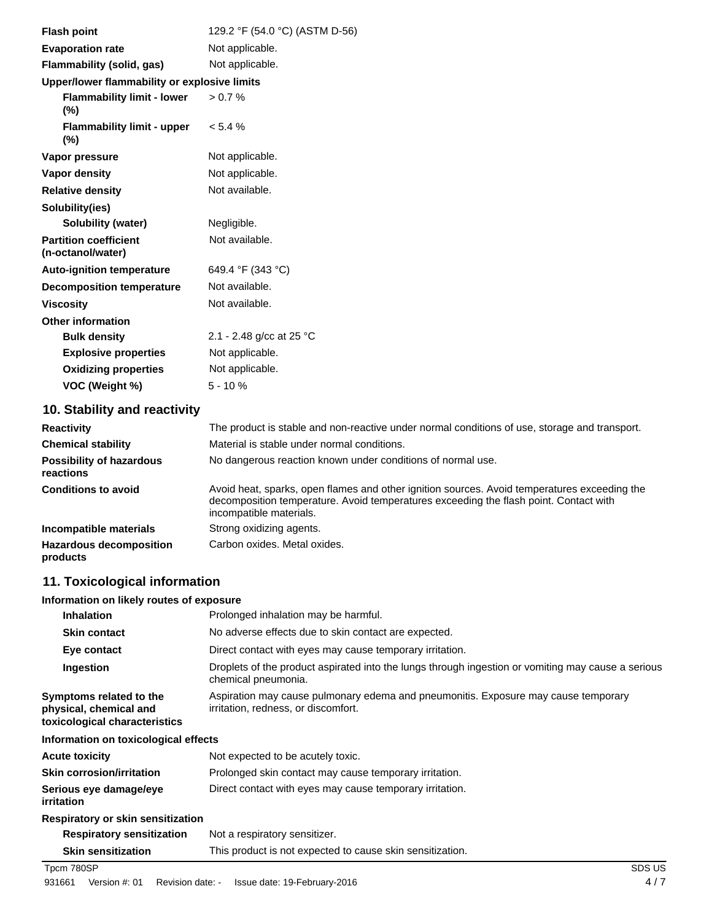| | |
|---|---|
| **Flash point** | 129.2 °F (54.0 °C) (ASTM D-56) |
| **Evaporation rate** | Not applicable. |
| **Flammability (solid, gas)** | Not applicable. |
| **Upper/lower flammability or explosive limits** | |
| **Flammability limit - lower (%)** | > 0.7 % |
| **Flammability limit - upper (%)** | < 5.4 % |
| **Vapor pressure** | Not applicable. |
| **Vapor density** | Not applicable. |
| **Relative density** | Not available. |
| **Solubility(ies)** | |
| **Solubility (water)** | Negligible. |
| **Partition coefficient (n-octanol/water)** | Not available. |
| **Auto-ignition temperature** | 649.4 °F (343 °C) |
| **Decomposition temperature** | Not available. |
| **Viscosity** | Not available. |
| **Other information** | |
| **Bulk density** | 2.1 - 2.48 g/cc at 25 °C |
| **Explosive properties** | Not applicable. |
| **Oxidizing properties** | Not applicable. |
| **VOC (Weight %)** | 5 - 10 % |

## 10. Stability and reactivity

| | |
|---|---|
| **Reactivity** | The product is stable and non-reactive under normal conditions of use, storage and transport. |
| **Chemical stability** | Material is stable under normal conditions. |
| **Possibility of hazardous reactions** | No dangerous reaction known under conditions of normal use. |
| **Conditions to avoid** | Avoid heat, sparks, open flames and other ignition sources. Avoid temperatures exceeding the decomposition temperature. Avoid temperatures exceeding the flash point. Contact with incompatible materials. |
| **Incompatible materials** | Strong oxidizing agents. |
| **Hazardous decomposition products** | Carbon oxides. Metal oxides. |

## 11. Toxicological information

| | |
|---|---|
| **Information on likely routes of exposure** | |
| **Inhalation** | Prolonged inhalation may be harmful. |
| **Skin contact** | No adverse effects due to skin contact are expected. |
| **Eye contact** | Direct contact with eyes may cause temporary irritation. |
| **Ingestion** | Droplets of the product aspirated into the lungs through ingestion or vomiting may cause a serious chemical pneumonia. |
| **Symptoms related to the physical, chemical and toxicological characteristics** | Aspiration may cause pulmonary edema and pneumonitis. Exposure may cause temporary irritation, redness, or discomfort. |
| **Information on toxicological effects** | |
| **Acute toxicity** | Not expected to be acutely toxic. |
| **Skin corrosion/irritation** | Prolonged skin contact may cause temporary irritation. |
| **Serious eye damage/eye irritation** | Direct contact with eyes may cause temporary irritation. |
| **Respiratory or skin sensitization** | |
| **Respiratory sensitization** | Not a respiratory sensitizer. |
| **Skin sensitization** | This product is not expected to cause skin sensitization. |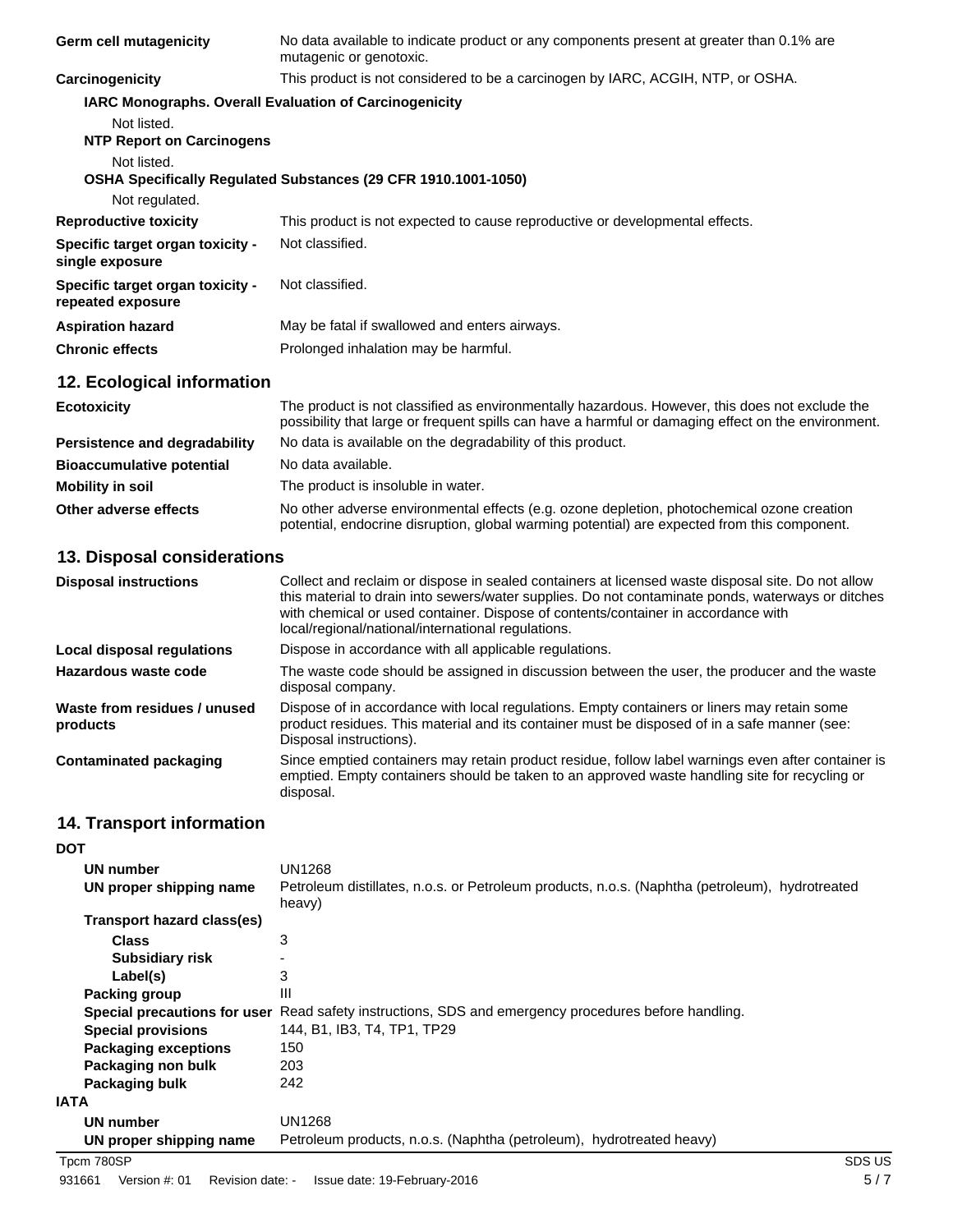| | |
|---|---|
| **Germ cell mutagenicity** | No data available to indicate product or any components present at greater than 0.1% are mutagenic or genotoxic. |
| **Carcinogenicity** | This product is not considered to be a carcinogen by IARC, ACGIH, NTP, or OSHA. |

**IARC Monographs. Overall Evaluation of Carcinogenicity**

Not listed.

**NTP Report on Carcinogens**

Not listed.

**OSHA Specifically Regulated Substances (29 CFR 1910.1001-1050)**

Not regulated.

| | |
|---|---|
| **Reproductive toxicity** | This product is not expected to cause reproductive or developmental effects. |
| **Specific target organ toxicity - single exposure** | Not classified. |
| **Specific target organ toxicity - repeated exposure** | Not classified. |
| **Aspiration hazard** | May be fatal if swallowed and enters airways. |
| **Chronic effects** | Prolonged inhalation may be harmful. |

## 12. Ecological information

| | |
|---|---|
| **Ecotoxicity** | The product is not classified as environmentally hazardous. However, this does not exclude the possibility that large or frequent spills can have a harmful or damaging effect on the environment. |
| **Persistence and degradability** | No data is available on the degradability of this product. |
| **Bioaccumulative potential** | No data available. |
| **Mobility in soil** | The product is insoluble in water. |
| **Other adverse effects** | No other adverse environmental effects (e.g. ozone depletion, photochemical ozone creation potential, endocrine disruption, global warming potential) are expected from this component. |

## 13. Disposal considerations

| | |
|---|---|
| **Disposal instructions** | Collect and reclaim or dispose in sealed containers at licensed waste disposal site. Do not allow this material to drain into sewers/water supplies. Do not contaminate ponds, waterways or ditches with chemical or used container. Dispose of contents/container in accordance with local/regional/national/international regulations. |
| **Local disposal regulations** | Dispose in accordance with all applicable regulations. |
| **Hazardous waste code** | The waste code should be assigned in discussion between the user, the producer and the waste disposal company. |
| **Waste from residues / unused products** | Dispose of in accordance with local regulations. Empty containers or liners may retain some product residues. This material and its container must be disposed of in a safe manner (see: Disposal instructions). |
| **Contaminated packaging** | Since emptied containers may retain product residue, follow label warnings even after container is emptied. Empty containers should be taken to an approved waste handling site for recycling or disposal. |

## 14. Transport information

**DOT**

| | |
|---|---|
| **UN number** | UN1268 |
| **UN proper shipping name** | Petroleum distillates, n.o.s. or Petroleum products, n.o.s. (Naphtha (petroleum), hydrotreated heavy) |
| **Transport hazard class(es)** | |
| **Class** | 3 |
| **Subsidiary risk** | - |
| **Label(s)** | 3 |
| **Packing group** | III |
| **Special precautions for user** | Read safety instructions, SDS and emergency procedures before handling. |
| **Special provisions** | 144, B1, IB3, T4, TP1, TP29 |
| **Packaging exceptions** | 150 |
| **Packaging non bulk** | 203 |
| **Packaging bulk** | 242 |

**IATA**

| | |
|---|---|
| **UN number** | UN1268 |
| **UN proper shipping name** | Petroleum products, n.o.s. (Naphtha (petroleum), hydrotreated heavy) |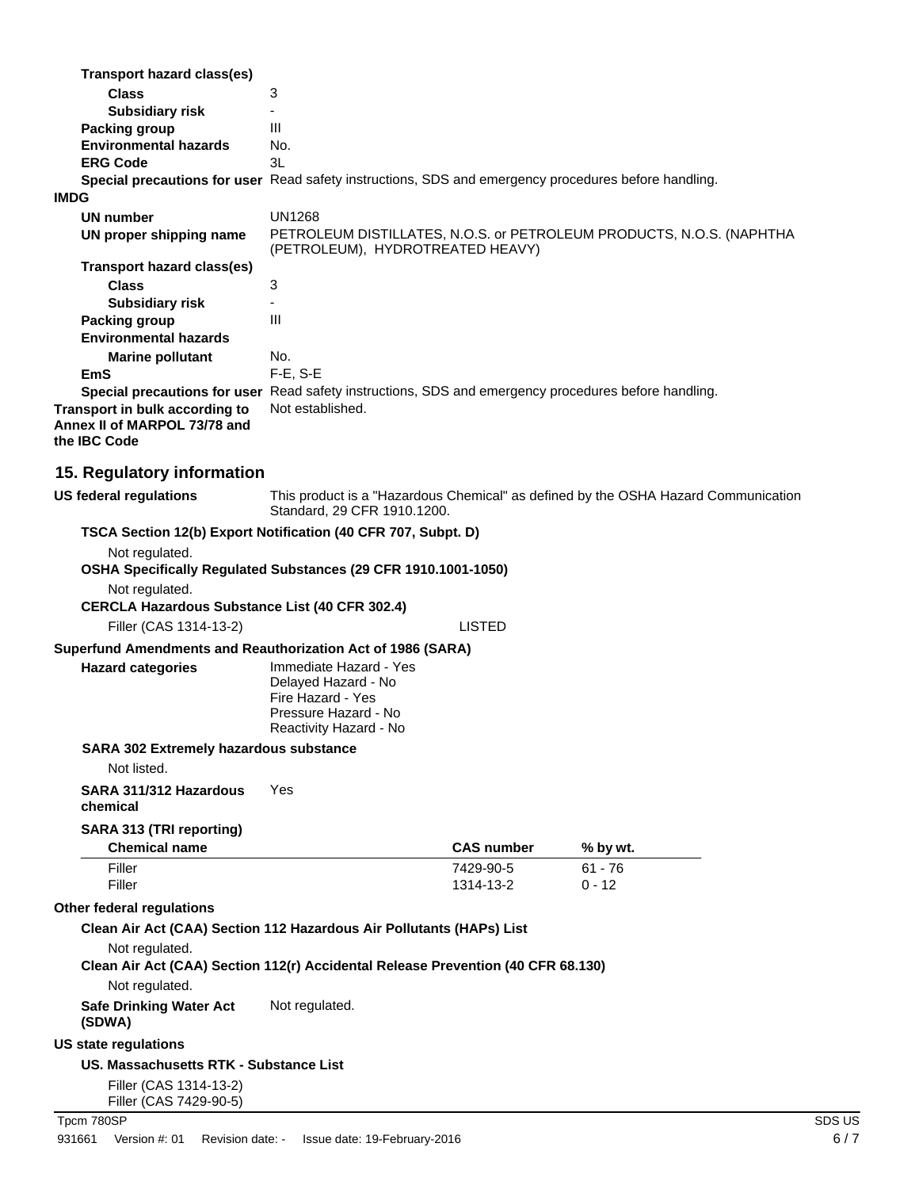**Transport hazard class(es)**

**Class** 3

**Subsidiary risk** -

**Packing group** III

**Environmental hazards** No.

**ERG Code** 3L

**Special precautions for user** Read safety instructions, SDS and emergency procedures before handling.

**IMDG**

**UN number** UN1268

**UN proper shipping name** PETROLEUM DISTILLATES, N.O.S. or PETROLEUM PRODUCTS, N.O.S. (NAPHTHA (PETROLEUM), HYDROTREATED HEAVY)

**Transport hazard class(es)**

**Class** 3

**Subsidiary risk** -

**Packing group** III

**Environmental hazards**

**Marine pollutant** No.

**EmS** F-E, S-E

**Special precautions for user** Read safety instructions, SDS and emergency procedures before handling.

**Transport in bulk according to Annex II of MARPOL 73/78 and the IBC Code** Not established.

## 15. Regulatory information

**US federal regulations** This product is a "Hazardous Chemical" as defined by the OSHA Hazard Communication Standard, 29 CFR 1910.1200.

**TSCA Section 12(b) Export Notification (40 CFR 707, Subpt. D)**

Not regulated.

**OSHA Specifically Regulated Substances (29 CFR 1910.1001-1050)**

Not regulated.

**CERCLA Hazardous Substance List (40 CFR 302.4)**

Filler (CAS 1314-13-2) LISTED

**Superfund Amendments and Reauthorization Act of 1986 (SARA)**

**Hazard categories**
Immediate Hazard - Yes
Delayed Hazard - No
Fire Hazard - Yes
Pressure Hazard - No
Reactivity Hazard - No

**SARA 302 Extremely hazardous substance**

Not listed.

**SARA 311/312 Hazardous chemical** Yes

**SARA 313 (TRI reporting)**

| Chemical name | CAS number | % by wt. |
|---|---|---|
| Filler | 7429-90-5 | 61 - 76 |
| Filler | 1314-13-2 | 0 - 12 |

**Other federal regulations**

**Clean Air Act (CAA) Section 112 Hazardous Air Pollutants (HAPs) List**

Not regulated.

**Clean Air Act (CAA) Section 112(r) Accidental Release Prevention (40 CFR 68.130)**

Not regulated.

**Safe Drinking Water Act (SDWA)** Not regulated.

**US state regulations**

**US. Massachusetts RTK - Substance List**

Filler (CAS 1314-13-2)
Filler (CAS 7429-90-5)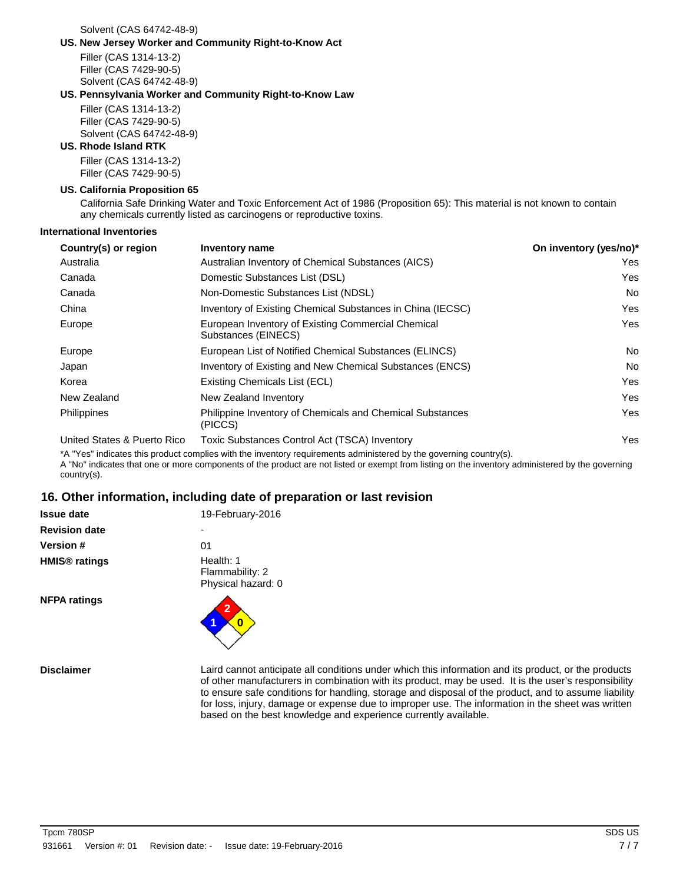Solvent (CAS 64742-48-9)

**US. New Jersey Worker and Community Right-to-Know Act**

Filler (CAS 1314-13-2)
Filler (CAS 7429-90-5)
Solvent (CAS 64742-48-9)

**US. Pennsylvania Worker and Community Right-to-Know Law**

Filler (CAS 1314-13-2)
Filler (CAS 7429-90-5)
Solvent (CAS 64742-48-9)

**US. Rhode Island RTK**

Filler (CAS 1314-13-2)
Filler (CAS 7429-90-5)

**US. California Proposition 65**

California Safe Drinking Water and Toxic Enforcement Act of 1986 (Proposition 65): This material is not known to contain any chemicals currently listed as carcinogens or reproductive toxins.

**International Inventories**

| Country(s) or region | Inventory name | On inventory (yes/no)* |
|---|---|---|
| Australia | Australian Inventory of Chemical Substances (AICS) | Yes |
| Canada | Domestic Substances List (DSL) | Yes |
| Canada | Non-Domestic Substances List (NDSL) | No |
| China | Inventory of Existing Chemical Substances in China (IECSC) | Yes |
| Europe | European Inventory of Existing Commercial Chemical Substances (EINECS) | Yes |
| Europe | European List of Notified Chemical Substances (ELINCS) | No |
| Japan | Inventory of Existing and New Chemical Substances (ENCS) | No |
| Korea | Existing Chemicals List (ECL) | Yes |
| New Zealand | New Zealand Inventory | Yes |
| Philippines | Philippine Inventory of Chemicals and Chemical Substances (PICCS) | Yes |
| United States & Puerto Rico | Toxic Substances Control Act (TSCA) Inventory | Yes |

*A "Yes" indicates this product complies with the inventory requirements administered by the governing country(s).
A "No" indicates that one or more components of the product are not listed or exempt from listing on the inventory administered by the governing country(s).

## 16. Other information, including date of preparation or last revision

**Issue date** 19-February-2016

**Revision date** -

**Version #** 01

**HMIS® ratings** Health: 1
Flammability: 2
Physical hazard: 0

**NFPA ratings**

2
1 0

**Disclaimer** Laird cannot anticipate all conditions under which this information and its product, or the products of other manufacturers in combination with its product, may be used. It is the user's responsibility to ensure safe conditions for handling, storage and disposal of the product, and to assume liability for loss, injury, damage or expense due to improper use. The information in the sheet was written based on the best knowledge and experience currently available.